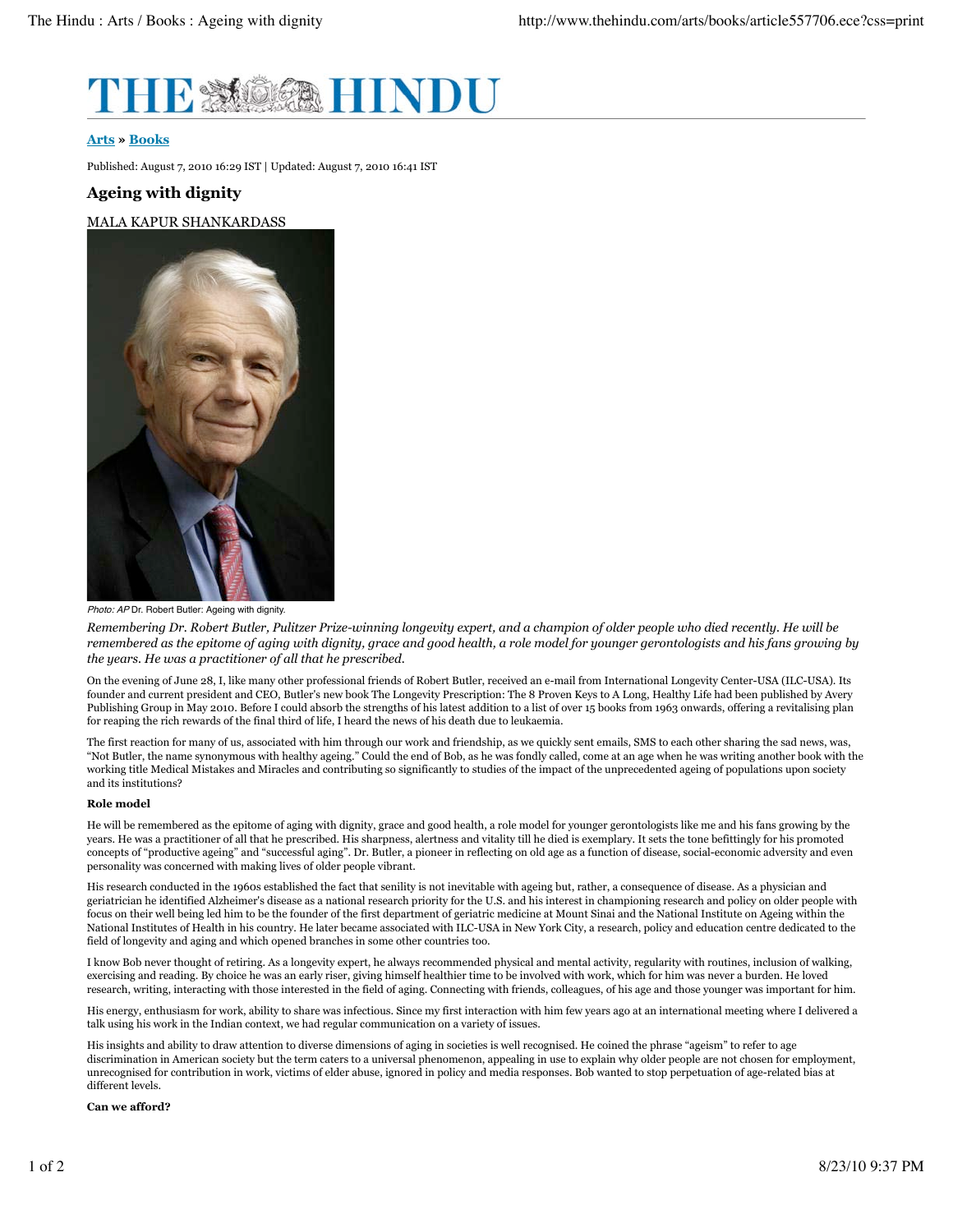**Arts » Books**

Published: August 7, 2010 16:29 IST | Updated: August 7, 2010 16:41 IST

## Ageing with dignity

MALA KAPUR SHANKARDASS

*Photo: AP* Dr. Robert Butler: Ageing with dignity.

*Remembering Dr. Robert Butler, Pulitzer Prize-winning longevity expert, and a champion of older people who died recently. He will be remembered as the epitome of aging with dignity, grace and good health, a role model for younger gerontologists and his fans growing by the years. He was a practitioner of all that he prescribed.*

On the evening of June 28, I, like many other professional friends of Robert Butler, received an e-mail from International Longevity Center-USA (ILC-USA). Its founder and current president and CEO, Butler's new book The Longevity Prescription: The 8 Proven Keys to A Long, Healthy Life had been published by Avery Publishing Group in May 2010. Before I could absorb the strengths of his latest addition to a list of over 15 books from 1963 onwards, offering a revitalising plan for reaping the rich rewards of the final third of life, I heard the news of his death due to leukaemia.

The first reaction for many of us, associated with him through our work and friendship, as we quickly sent emails, SMS to each other sharing the sad news, was, "Not Butler, the name synonymous with healthy ageing." Could the end of Bob, as he was fondly called, come at an age when he was writing another book with the working title Medical Mistakes and Miracles and contributing so significantly to studies of the impact of the unprecedented ageing of populations upon society and its institutions?

**Role model**

He will be remembered as the epitome of aging with dignity, grace and good health, a role model for younger gerontologists like me and his fans growing by the years. He was a practitioner of all that he prescribed. His sharpness, alertness and vitality till he died is exemplary. It sets the tone befittingly for his promoted concepts of "productive ageing" and "successful aging". Dr. Butler, a pioneer in reflecting on old age as a function of disease, social-economic adversity and even personality was concerned with making lives of older people vibrant.

His research conducted in the 1960s established the fact that senility is not inevitable with ageing but, rather, a consequence of disease. As a physician and geriatrician he identified Alzheimer's disease as a national research priority for the U.S. and his interest in championing research and policy on older people with focus on their well being led him to be the founder of the first department of geriatric medicine at Mount Sinai and the National Institute on Ageing within the National Institutes of Health in his country. He later became associated with ILC-USA in New York City, a research, policy and education centre dedicated to the field of longevity and aging and which opened branches in some other countries too.

I know Bob never thought of retiring. As a longevity expert, he always recommended physical and mental activity, regularity with routines, inclusion of walking, exercising and reading. By choice he was an early riser, giving himself healthier time to be involved with work, which for him was never a burden. He loved research, writing, interacting with those interested in the field of aging. Connecting with friends, colleagues, of his age and those younger was important for him.

His energy, enthusiasm for work, ability to share was infectious. Since my first interaction with him few years ago at an international meeting where I delivered a talk using his work in the Indian context, we had regular communication on a variety of issues.

His insights and ability to draw attention to diverse dimensions of aging in societies is well recognised. He coined the phrase "ageism" to refer to age discrimination in American society but the term caters to a universal phenomenon, appealing in use to explain why older people are not chosen for employment, unrecognised for contribution in work, victims of elder abuse, ignored in policy and media responses. Bob wanted to stop perpetuation of age-related bias at different levels.

**Can we afford?**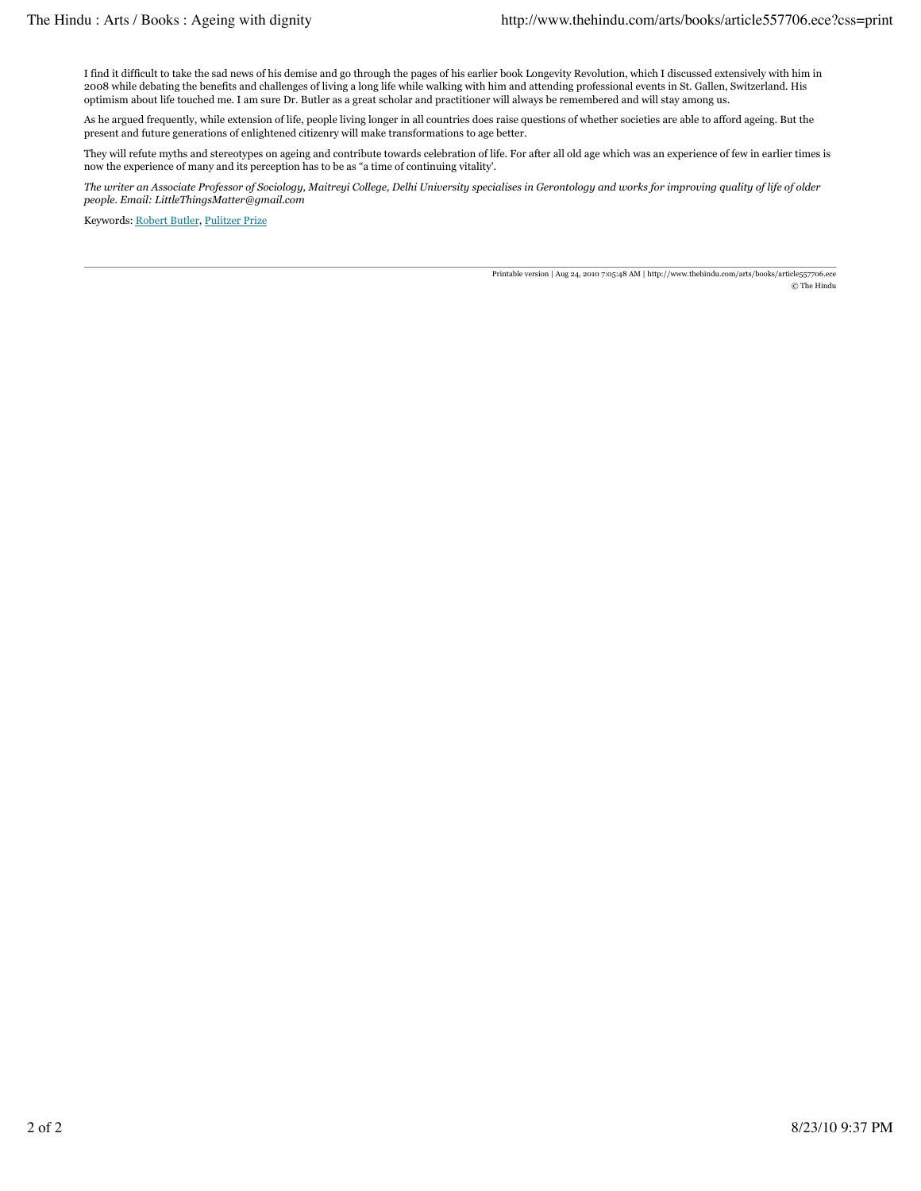I find it difficult to take the sad news of his demise and go through the pages of his earlier book Longevity Revolution, which I discussed extensively with him in 2008 while debating the benefits and challenges of living a long life while walking with him and attending professional events in St. Gallen, Switzerland. His optimism about life touched me. I am sure Dr. Butler as a great scholar and practitioner will always be remembered and will stay among us.

As he argued frequently, while extension of life, people living longer in all countries does raise questions of whether societies are able to afford ageing. But the present and future generations of enlightened citizenry will make transformations to age better.

They will refute myths and stereotypes on ageing and contribute towards celebration of life. For after all old age which was an experience of few in earlier times is now the experience of many and its perception has to be as "a time of continuing vitality'.

*The writer an Associate Professor of Sociology, Maitreyi College, Delhi University specialises in Gerontology and works for improving quality of life of older people. Email: LittleThingsMatter@gmail.com*

Keywords: Robert Butler, Pulitzer Prize

Printable version | Aug 24, 2010 7:05:48 AM | http://www.thehindu.com/arts/books/article557706.ece
© The Hindu